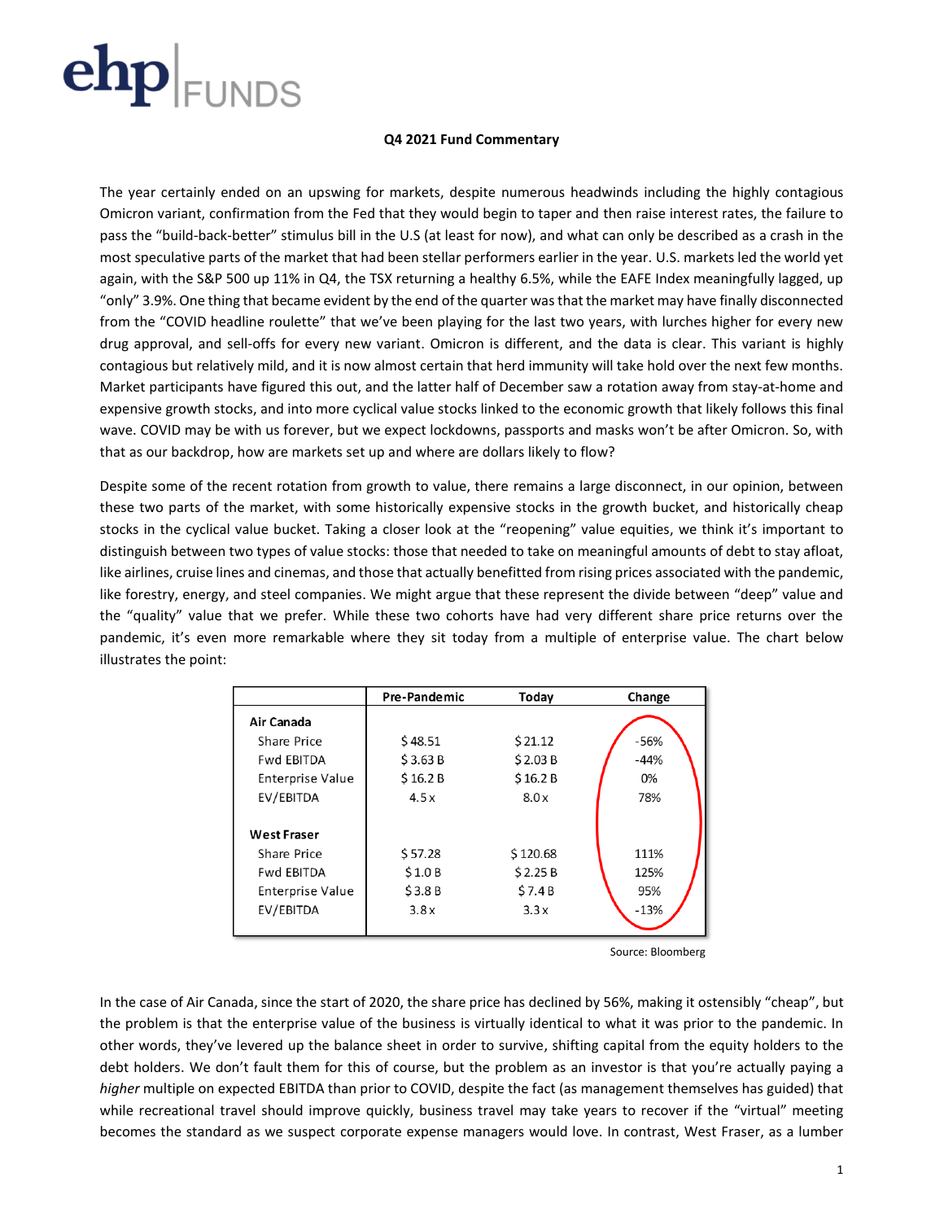# ehp | FUNDS

**Q4 2021 Fund Commentary**

The year certainly ended on an upswing for markets, despite numerous headwinds including the highly contagious Omicron variant, confirmation from the Fed that they would begin to taper and then raise interest rates, the failure to pass the "build-back-better" stimulus bill in the U.S (at least for now), and what can only be described as a crash in the most speculative parts of the market that had been stellar performers earlier in the year. U.S. markets led the world yet again, with the S&P 500 up 11% in Q4, the TSX returning a healthy 6.5%, while the EAFE Index meaningfully lagged, up "only" 3.9%. One thing that became evident by the end of the quarter was that the market may have finally disconnected from the "COVID headline roulette" that we've been playing for the last two years, with lurches higher for every new drug approval, and sell-offs for every new variant. Omicron is different, and the data is clear. This variant is highly contagious but relatively mild, and it is now almost certain that herd immunity will take hold over the next few months. Market participants have figured this out, and the latter half of December saw a rotation away from stay-at-home and expensive growth stocks, and into more cyclical value stocks linked to the economic growth that likely follows this final wave. COVID may be with us forever, but we expect lockdowns, passports and masks won't be after Omicron. So, with that as our backdrop, how are markets set up and where are dollars likely to flow?

Despite some of the recent rotation from growth to value, there remains a large disconnect, in our opinion, between these two parts of the market, with some historically expensive stocks in the growth bucket, and historically cheap stocks in the cyclical value bucket. Taking a closer look at the "reopening" value equities, we think it's important to distinguish between two types of value stocks: those that needed to take on meaningful amounts of debt to stay afloat, like airlines, cruise lines and cinemas, and those that actually benefitted from rising prices associated with the pandemic, like forestry, energy, and steel companies. We might argue that these represent the divide between "deep" value and the "quality" value that we prefer. While these two cohorts have had very different share price returns over the pandemic, it's even more remarkable where they sit today from a multiple of enterprise value. The chart below illustrates the point:

| | Pre-Pandemic | Today | Change |
|---|---|---|---|
| **Air Canada** | | | |
| Share Price | $ 48.51 | $ 21.12 | -56% |
| Fwd EBITDA | $ 3.63 B | $ 2.03 B | -44% |
| Enterprise Value | $ 16.2 B | $ 16.2 B | 0% |
| EV/EBITDA | 4.5 x | 8.0 x | 78% |
| **West Fraser** | | | |
| Share Price | $ 57.28 | $ 120.68 | 111% |
| Fwd EBITDA | $ 1.0 B | $ 2.25 B | 125% |
| Enterprise Value | $ 3.8 B | $ 7.4 B | 95% |
| EV/EBITDA | 3.8 x | 3.3 x | -13% |

Source: Bloomberg

In the case of Air Canada, since the start of 2020, the share price has declined by 56%, making it ostensibly "cheap", but the problem is that the enterprise value of the business is virtually identical to what it was prior to the pandemic. In other words, they've levered up the balance sheet in order to survive, shifting capital from the equity holders to the debt holders. We don't fault them for this of course, but the problem as an investor is that you're actually paying a *higher* multiple on expected EBITDA than prior to COVID, despite the fact (as management themselves has guided) that while recreational travel should improve quickly, business travel may take years to recover if the "virtual" meeting becomes the standard as we suspect corporate expense managers would love. In contrast, West Fraser, as a lumber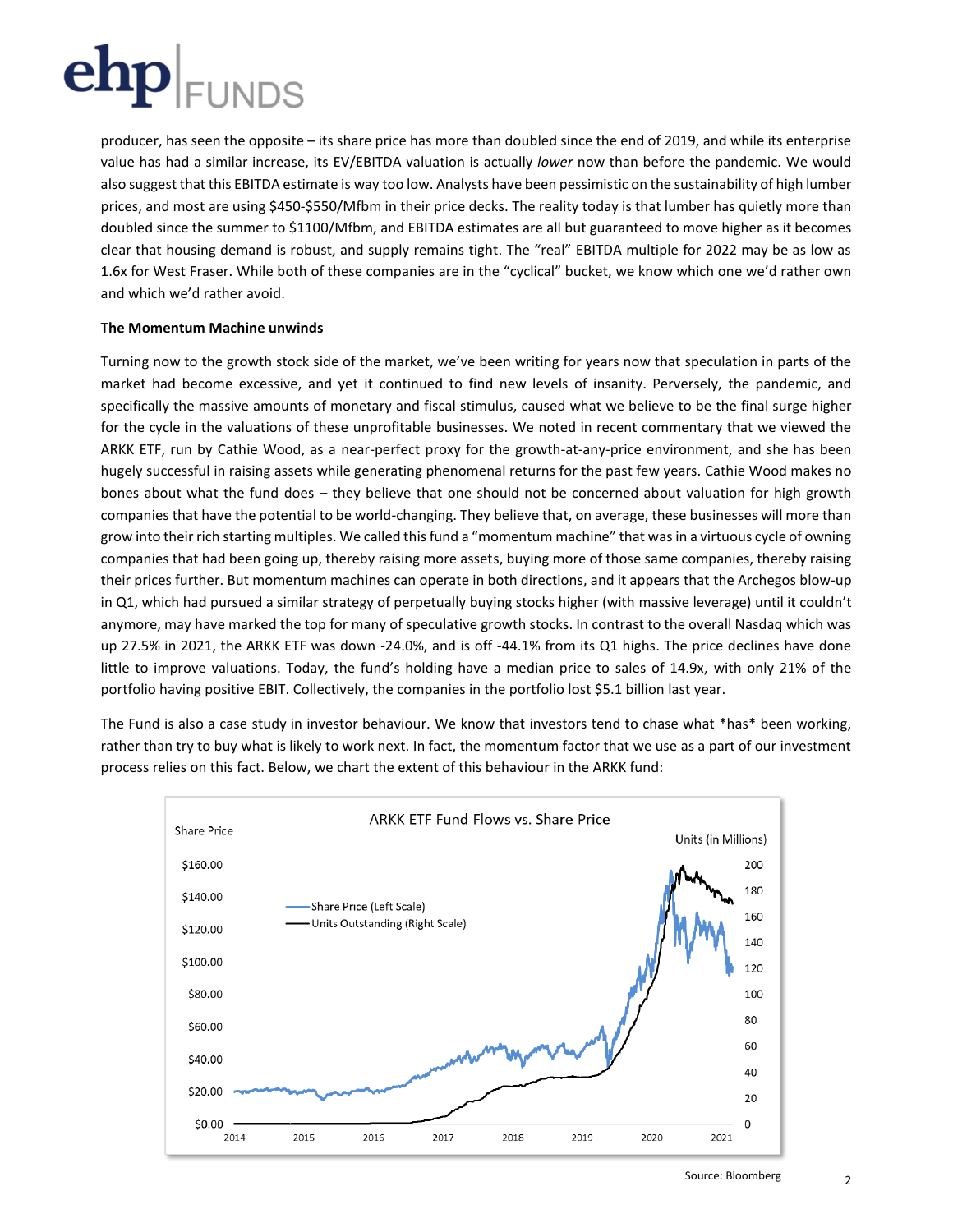producer, has seen the opposite – its share price has more than doubled since the end of 2019, and while its enterprise value has had a similar increase, its EV/EBITDA valuation is actually *lower* now than before the pandemic. We would also suggest that this EBITDA estimate is way too low. Analysts have been pessimistic on the sustainability of high lumber prices, and most are using $450-$550/Mfbm in their price decks. The reality today is that lumber has quietly more than doubled since the summer to $1100/Mfbm, and EBITDA estimates are all but guaranteed to move higher as it becomes clear that housing demand is robust, and supply remains tight. The "real" EBITDA multiple for 2022 may be as low as 1.6x for West Fraser. While both of these companies are in the "cyclical" bucket, we know which one we'd rather own and which we'd rather avoid.

**The Momentum Machine unwinds**

Turning now to the growth stock side of the market, we've been writing for years now that speculation in parts of the market had become excessive, and yet it continued to find new levels of insanity. Perversely, the pandemic, and specifically the massive amounts of monetary and fiscal stimulus, caused what we believe to be the final surge higher for the cycle in the valuations of these unprofitable businesses. We noted in recent commentary that we viewed the ARKK ETF, run by Cathie Wood, as a near-perfect proxy for the growth-at-any-price environment, and she has been hugely successful in raising assets while generating phenomenal returns for the past few years. Cathie Wood makes no bones about what the fund does – they believe that one should not be concerned about valuation for high growth companies that have the potential to be world-changing. They believe that, on average, these businesses will more than grow into their rich starting multiples. We called this fund a "momentum machine" that was in a virtuous cycle of owning companies that had been going up, thereby raising more assets, buying more of those same companies, thereby raising their prices further. But momentum machines can operate in both directions, and it appears that the Archegos blow-up in Q1, which had pursued a similar strategy of perpetually buying stocks higher (with massive leverage) until it couldn't anymore, may have marked the top for many of speculative growth stocks. In contrast to the overall Nasdaq which was up 27.5% in 2021, the ARKK ETF was down -24.0%, and is off -44.1% from its Q1 highs. The price declines have done little to improve valuations. Today, the fund's holding have a median price to sales of 14.9x, with only 21% of the portfolio having positive EBIT. Collectively, the companies in the portfolio lost $5.1 billion last year.

The Fund is also a case study in investor behaviour. We know that investors tend to chase what *has* been working, rather than try to buy what is likely to work next. In fact, the momentum factor that we use as a part of our investment process relies on this fact. Below, we chart the extent of this behaviour in the ARKK fund:

ARKK ETF Fund Flows vs. Share Price

Source: Bloomberg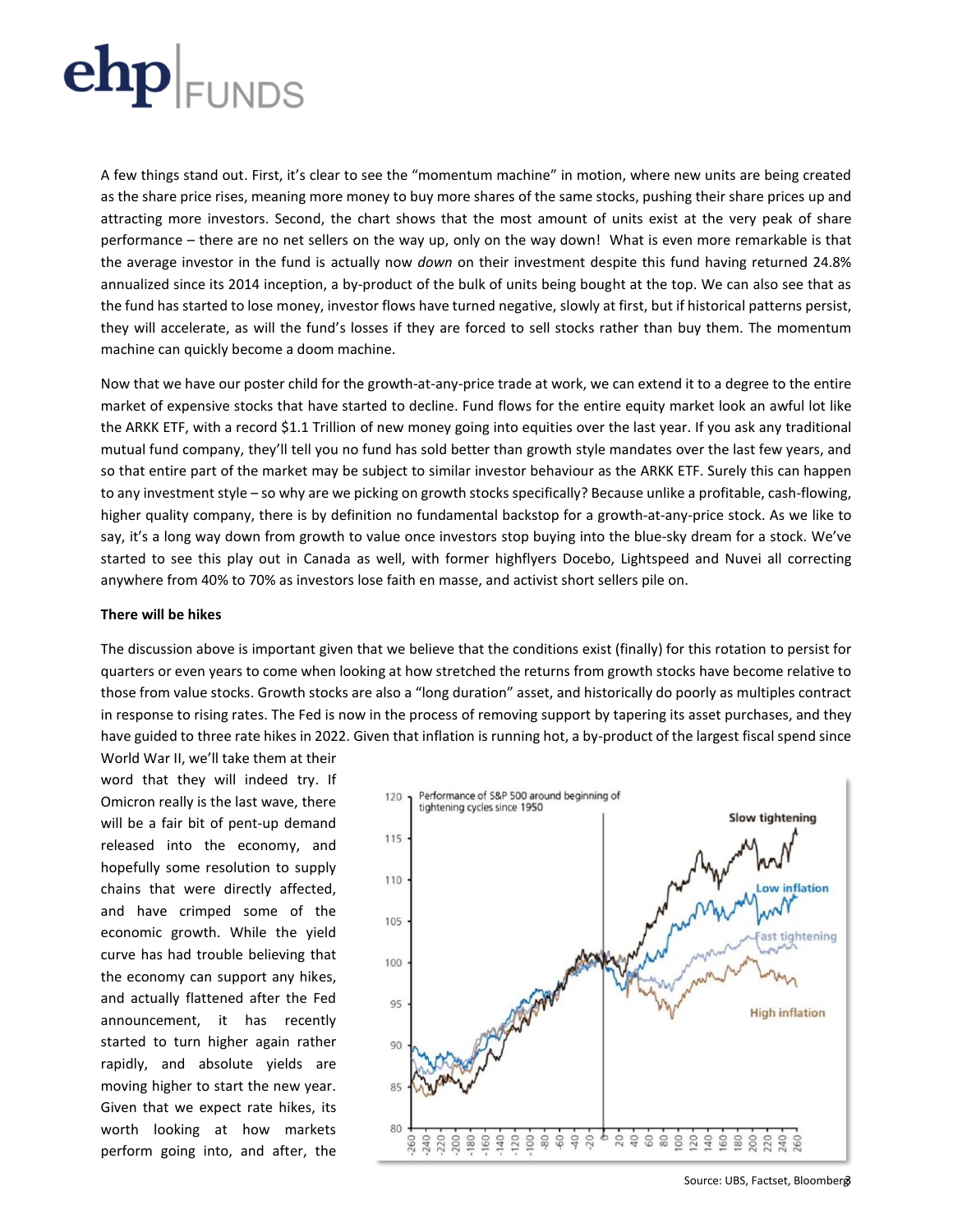A few things stand out. First, it's clear to see the "momentum machine" in motion, where new units are being created as the share price rises, meaning more money to buy more shares of the same stocks, pushing their share prices up and attracting more investors. Second, the chart shows that the most amount of units exist at the very peak of share performance – there are no net sellers on the way up, only on the way down! What is even more remarkable is that the average investor in the fund is actually now *down* on their investment despite this fund having returned 24.8% annualized since its 2014 inception, a by-product of the bulk of units being bought at the top. We can also see that as the fund has started to lose money, investor flows have turned negative, slowly at first, but if historical patterns persist, they will accelerate, as will the fund's losses if they are forced to sell stocks rather than buy them. The momentum machine can quickly become a doom machine.

Now that we have our poster child for the growth-at-any-price trade at work, we can extend it to a degree to the entire market of expensive stocks that have started to decline. Fund flows for the entire equity market look an awful lot like the ARKK ETF, with a record $1.1 Trillion of new money going into equities over the last year. If you ask any traditional mutual fund company, they'll tell you no fund has sold better than growth style mandates over the last few years, and so that entire part of the market may be subject to similar investor behaviour as the ARKK ETF. Surely this can happen to any investment style – so why are we picking on growth stocks specifically? Because unlike a profitable, cash-flowing, higher quality company, there is by definition no fundamental backstop for a growth-at-any-price stock. As we like to say, it's a long way down from growth to value once investors stop buying into the blue-sky dream for a stock. We've started to see this play out in Canada as well, with former highflyers Docebo, Lightspeed and Nuvei all correcting anywhere from 40% to 70% as investors lose faith en masse, and activist short sellers pile on.

**There will be hikes**

The discussion above is important given that we believe that the conditions exist (finally) for this rotation to persist for quarters or even years to come when looking at how stretched the returns from growth stocks have become relative to those from value stocks. Growth stocks are also a "long duration" asset, and historically do poorly as multiples contract in response to rising rates. The Fed is now in the process of removing support by tapering its asset purchases, and they have guided to three rate hikes in 2022. Given that inflation is running hot, a by-product of the largest fiscal spend since World War II, we'll take them at their word that they will indeed try. If Omicron really is the last wave, there will be a fair bit of pent-up demand released into the economy, and hopefully some resolution to supply chains that were directly affected, and have crimped some of the economic growth. While the yield curve has had trouble believing that the economy can support any hikes, and actually flattened after the Fed announcement, it has recently started to turn higher again rather rapidly, and absolute yields are moving higher to start the new year. Given that we expect rate hikes, its worth looking at how markets perform going into, and after, the

Source: UBS, Factset, Bloomberg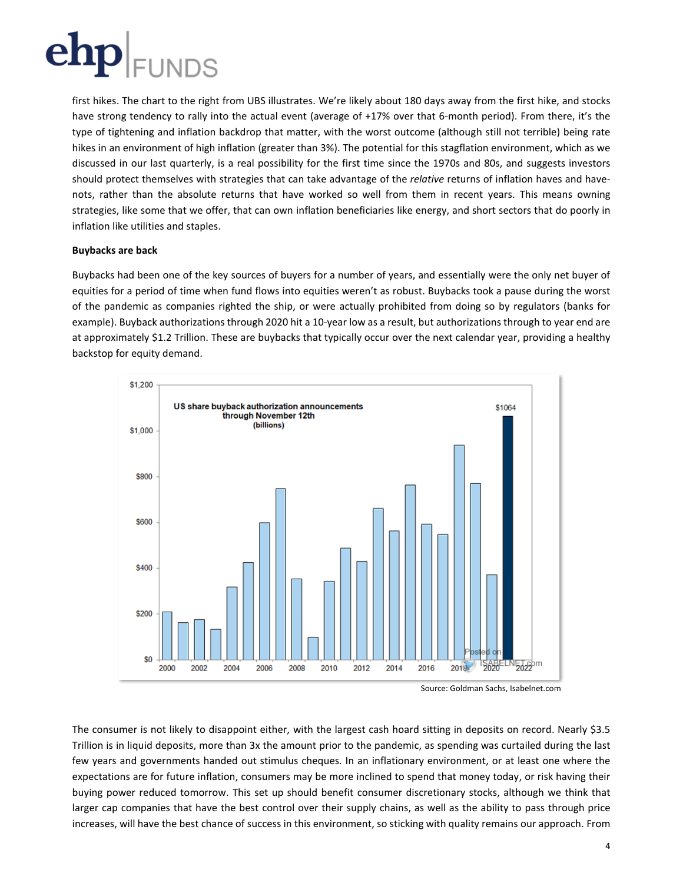first hikes. The chart to the right from UBS illustrates. We're likely about 180 days away from the first hike, and stocks have strong tendency to rally into the actual event (average of +17% over that 6-month period). From there, it's the type of tightening and inflation backdrop that matter, with the worst outcome (although still not terrible) being rate hikes in an environment of high inflation (greater than 3%). The potential for this stagflation environment, which as we discussed in our last quarterly, is a real possibility for the first time since the 1970s and 80s, and suggests investors should protect themselves with strategies that can take advantage of the *relative* returns of inflation haves and have-nots, rather than the absolute returns that have worked so well from them in recent years. This means owning strategies, like some that we offer, that can own inflation beneficiaries like energy, and short sectors that do poorly in inflation like utilities and staples.

**Buybacks are back**

Buybacks had been one of the key sources of buyers for a number of years, and essentially were the only net buyer of equities for a period of time when fund flows into equities weren't as robust. Buybacks took a pause during the worst of the pandemic as companies righted the ship, or were actually prohibited from doing so by regulators (banks for example). Buyback authorizations through 2020 hit a 10-year low as a result, but authorizations through to year end are at approximately $1.2 Trillion. These are buybacks that typically occur over the next calendar year, providing a healthy backstop for equity demand.

Source: Goldman Sachs, Isabelnet.com

The consumer is not likely to disappoint either, with the largest cash hoard sitting in deposits on record. Nearly $3.5 Trillion is in liquid deposits, more than 3x the amount prior to the pandemic, as spending was curtailed during the last few years and governments handed out stimulus cheques. In an inflationary environment, or at least one where the expectations are for future inflation, consumers may be more inclined to spend that money today, or risk having their buying power reduced tomorrow. This set up should benefit consumer discretionary stocks, although we think that larger cap companies that have the best control over their supply chains, as well as the ability to pass through price increases, will have the best chance of success in this environment, so sticking with quality remains our approach. From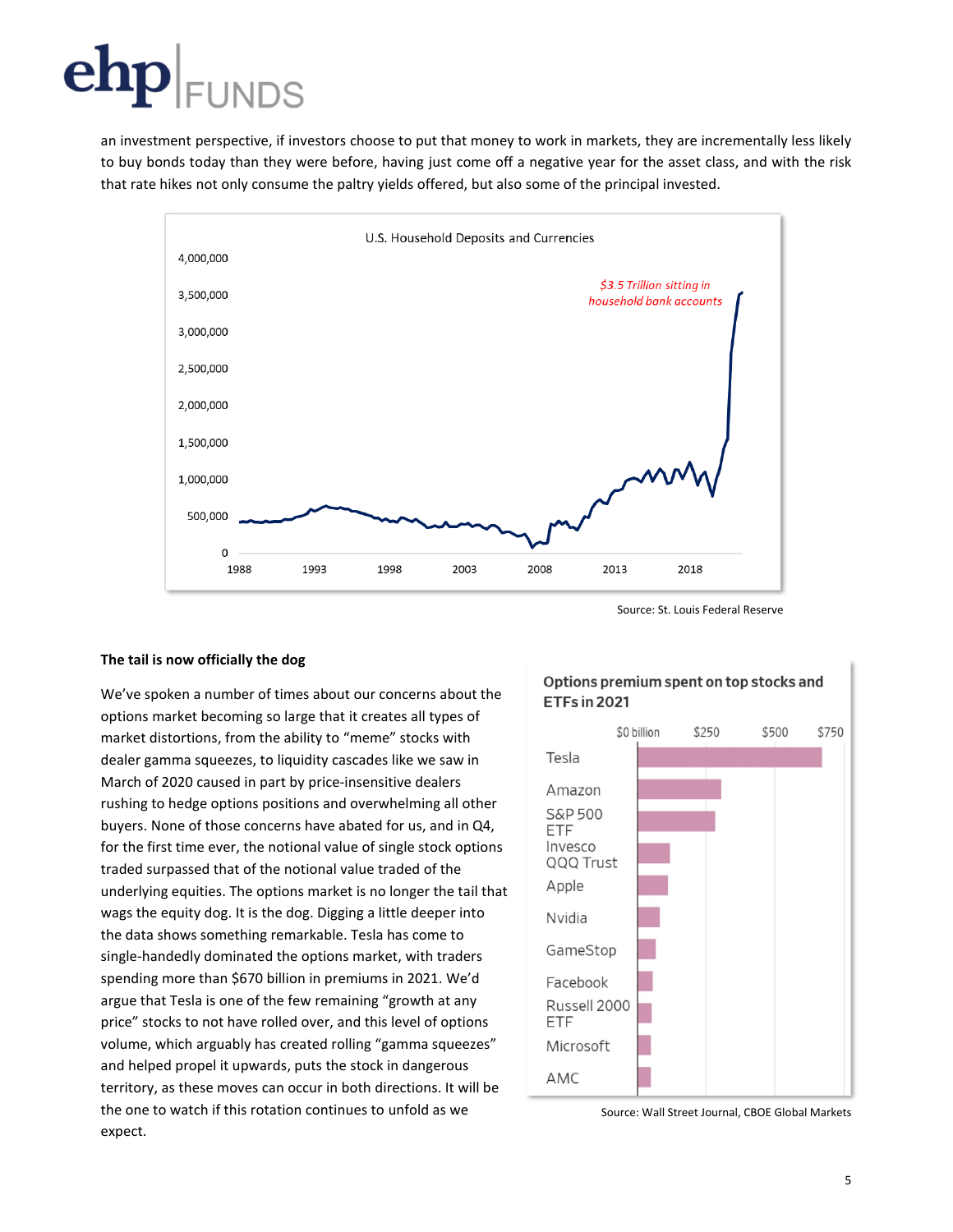an investment perspective, if investors choose to put that money to work in markets, they are incrementally less likely to buy bonds today than they were before, having just come off a negative year for the asset class, and with the risk that rate hikes not only consume the paltry yields offered, but also some of the principal invested.

U.S. Household Deposits and Currencies

*$3.5 Trillion sitting in household bank accounts*

Source: St. Louis Federal Reserve

**The tail is now officially the dog**

We've spoken a number of times about our concerns about the options market becoming so large that it creates all types of market distortions, from the ability to "meme" stocks with dealer gamma squeezes, to liquidity cascades like we saw in March of 2020 caused in part by price-insensitive dealers rushing to hedge options positions and overwhelming all other buyers. None of those concerns have abated for us, and in Q4, for the first time ever, the notional value of single stock options traded surpassed that of the notional value traded of the underlying equities. The options market is no longer the tail that wags the equity dog. It is the dog. Digging a little deeper into the data shows something remarkable. Tesla has come to single-handedly dominated the options market, with traders spending more than $670 billion in premiums in 2021. We'd argue that Tesla is one of the few remaining "growth at any price" stocks to not have rolled over, and this level of options volume, which arguably has created rolling "gamma squeezes" and helped propel it upwards, puts the stock in dangerous territory, as these moves can occur in both directions. It will be the one to watch if this rotation continues to unfold as we expect.

**Options premium spent on top stocks and ETFs in 2021**

Source: Wall Street Journal, CBOE Global Markets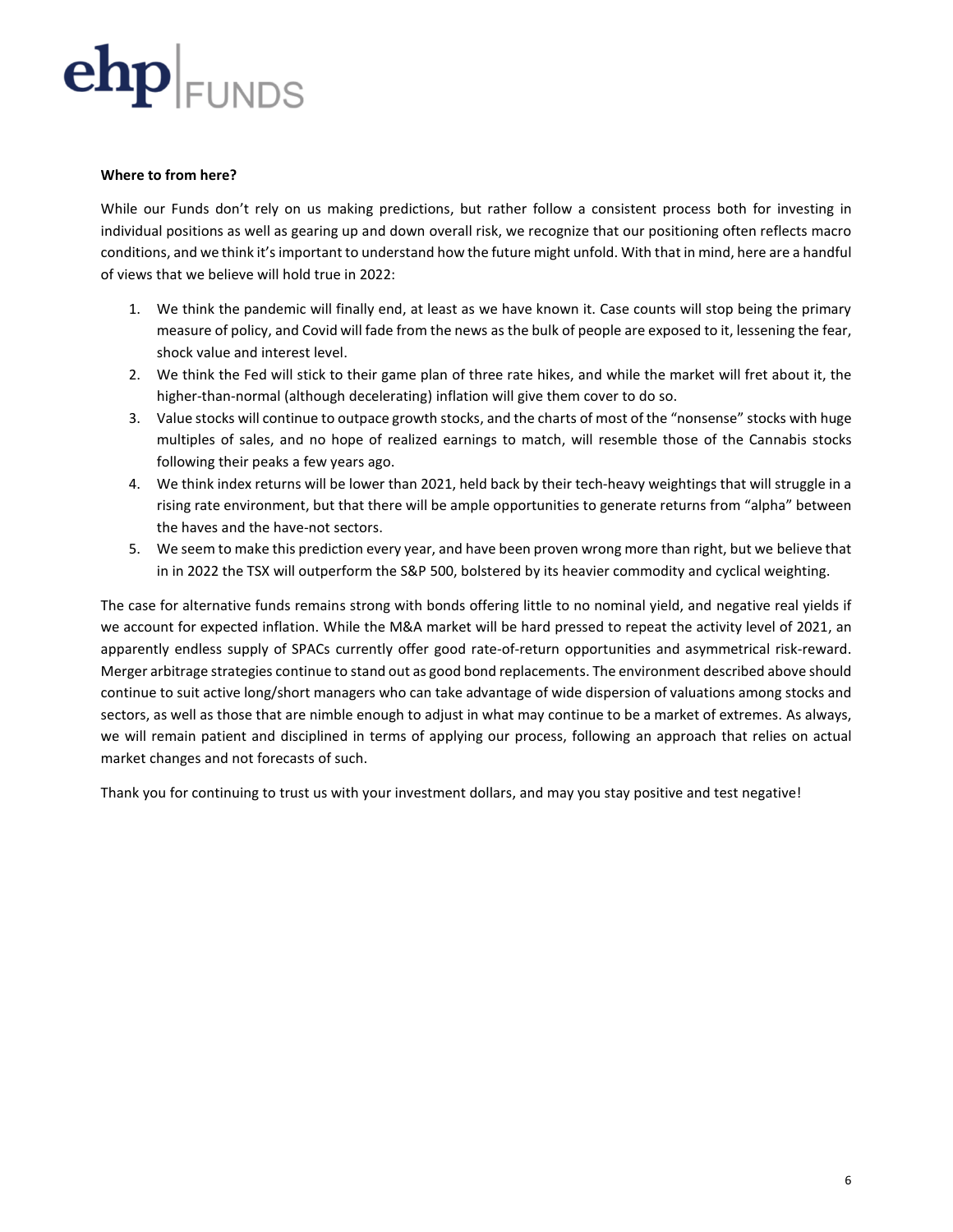**Where to from here?**

While our Funds don't rely on us making predictions, but rather follow a consistent process both for investing in individual positions as well as gearing up and down overall risk, we recognize that our positioning often reflects macro conditions, and we think it's important to understand how the future might unfold. With that in mind, here are a handful of views that we believe will hold true in 2022:

1. We think the pandemic will finally end, at least as we have known it. Case counts will stop being the primary measure of policy, and Covid will fade from the news as the bulk of people are exposed to it, lessening the fear, shock value and interest level.
2. We think the Fed will stick to their game plan of three rate hikes, and while the market will fret about it, the higher-than-normal (although decelerating) inflation will give them cover to do so.
3. Value stocks will continue to outpace growth stocks, and the charts of most of the "nonsense" stocks with huge multiples of sales, and no hope of realized earnings to match, will resemble those of the Cannabis stocks following their peaks a few years ago.
4. We think index returns will be lower than 2021, held back by their tech-heavy weightings that will struggle in a rising rate environment, but that there will be ample opportunities to generate returns from "alpha" between the haves and the have-not sectors.
5. We seem to make this prediction every year, and have been proven wrong more than right, but we believe that in in 2022 the TSX will outperform the S&P 500, bolstered by its heavier commodity and cyclical weighting.

The case for alternative funds remains strong with bonds offering little to no nominal yield, and negative real yields if we account for expected inflation. While the M&A market will be hard pressed to repeat the activity level of 2021, an apparently endless supply of SPACs currently offer good rate-of-return opportunities and asymmetrical risk-reward. Merger arbitrage strategies continue to stand out as good bond replacements. The environment described above should continue to suit active long/short managers who can take advantage of wide dispersion of valuations among stocks and sectors, as well as those that are nimble enough to adjust in what may continue to be a market of extremes. As always, we will remain patient and disciplined in terms of applying our process, following an approach that relies on actual market changes and not forecasts of such.

Thank you for continuing to trust us with your investment dollars, and may you stay positive and test negative!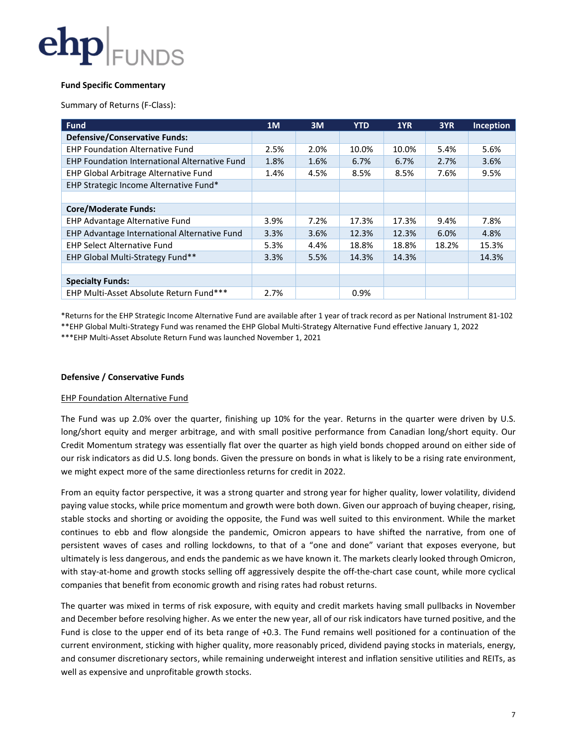**Fund Specific Commentary**

Summary of Returns (F-Class):

| Fund | 1M | 3M | YTD | 1YR | 3YR | Inception |
|---|---|---|---|---|---|---|
| **Defensive/Conservative Funds:** | | | | | | |
| EHP Foundation Alternative Fund | 2.5% | 2.0% | 10.0% | 10.0% | 5.4% | 5.6% |
| EHP Foundation International Alternative Fund | 1.8% | 1.6% | 6.7% | 6.7% | 2.7% | 3.6% |
| EHP Global Arbitrage Alternative Fund | 1.4% | 4.5% | 8.5% | 8.5% | 7.6% | 9.5% |
| EHP Strategic Income Alternative Fund* | | | | | | |
| | | | | | | |
| **Core/Moderate Funds:** | | | | | | |
| EHP Advantage Alternative Fund | 3.9% | 7.2% | 17.3% | 17.3% | 9.4% | 7.8% |
| EHP Advantage International Alternative Fund | 3.3% | 3.6% | 12.3% | 12.3% | 6.0% | 4.8% |
| EHP Select Alternative Fund | 5.3% | 4.4% | 18.8% | 18.8% | 18.2% | 15.3% |
| EHP Global Multi-Strategy Fund** | 3.3% | 5.5% | 14.3% | 14.3% | | 14.3% |
| | | | | | | |
| **Specialty Funds:** | | | | | | |
| EHP Multi-Asset Absolute Return Fund*** | 2.7% | | 0.9% | | | |

*Returns for the EHP Strategic Income Alternative Fund are available after 1 year of track record as per National Instrument 81-102
**EHP Global Multi-Strategy Fund was renamed the EHP Global Multi-Strategy Alternative Fund effective January 1, 2022
***EHP Multi-Asset Absolute Return Fund was launched November 1, 2021

**Defensive / Conservative Funds**

EHP Foundation Alternative Fund

The Fund was up 2.0% over the quarter, finishing up 10% for the year. Returns in the quarter were driven by U.S. long/short equity and merger arbitrage, and with small positive performance from Canadian long/short equity. Our Credit Momentum strategy was essentially flat over the quarter as high yield bonds chopped around on either side of our risk indicators as did U.S. long bonds. Given the pressure on bonds in what is likely to be a rising rate environment, we might expect more of the same directionless returns for credit in 2022.

From an equity factor perspective, it was a strong quarter and strong year for higher quality, lower volatility, dividend paying value stocks, while price momentum and growth were both down. Given our approach of buying cheaper, rising, stable stocks and shorting or avoiding the opposite, the Fund was well suited to this environment. While the market continues to ebb and flow alongside the pandemic, Omicron appears to have shifted the narrative, from one of persistent waves of cases and rolling lockdowns, to that of a "one and done" variant that exposes everyone, but ultimately is less dangerous, and ends the pandemic as we have known it. The markets clearly looked through Omicron, with stay-at-home and growth stocks selling off aggressively despite the off-the-chart case count, while more cyclical companies that benefit from economic growth and rising rates had robust returns.

The quarter was mixed in terms of risk exposure, with equity and credit markets having small pullbacks in November and December before resolving higher. As we enter the new year, all of our risk indicators have turned positive, and the Fund is close to the upper end of its beta range of +0.3. The Fund remains well positioned for a continuation of the current environment, sticking with higher quality, more reasonably priced, dividend paying stocks in materials, energy, and consumer discretionary sectors, while remaining underweight interest and inflation sensitive utilities and REITs, as well as expensive and unprofitable growth stocks.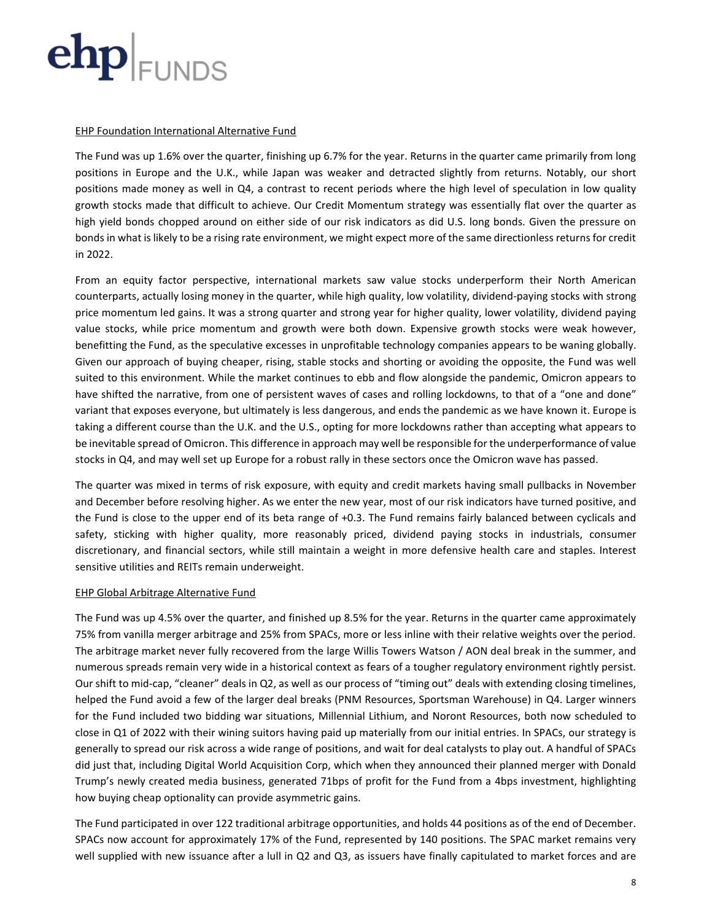<u>EHP Foundation International Alternative Fund</u>

The Fund was up 1.6% over the quarter, finishing up 6.7% for the year. Returns in the quarter came primarily from long positions in Europe and the U.K., while Japan was weaker and detracted slightly from returns. Notably, our short positions made money as well in Q4, a contrast to recent periods where the high level of speculation in low quality growth stocks made that difficult to achieve. Our Credit Momentum strategy was essentially flat over the quarter as high yield bonds chopped around on either side of our risk indicators as did U.S. long bonds. Given the pressure on bonds in what is likely to be a rising rate environment, we might expect more of the same directionless returns for credit in 2022.

From an equity factor perspective, international markets saw value stocks underperform their North American counterparts, actually losing money in the quarter, while high quality, low volatility, dividend-paying stocks with strong price momentum led gains. It was a strong quarter and strong year for higher quality, lower volatility, dividend paying value stocks, while price momentum and growth were both down. Expensive growth stocks were weak however, benefitting the Fund, as the speculative excesses in unprofitable technology companies appears to be waning globally. Given our approach of buying cheaper, rising, stable stocks and shorting or avoiding the opposite, the Fund was well suited to this environment. While the market continues to ebb and flow alongside the pandemic, Omicron appears to have shifted the narrative, from one of persistent waves of cases and rolling lockdowns, to that of a "one and done" variant that exposes everyone, but ultimately is less dangerous, and ends the pandemic as we have known it. Europe is taking a different course than the U.K. and the U.S., opting for more lockdowns rather than accepting what appears to be inevitable spread of Omicron. This difference in approach may well be responsible for the underperformance of value stocks in Q4, and may well set up Europe for a robust rally in these sectors once the Omicron wave has passed.

The quarter was mixed in terms of risk exposure, with equity and credit markets having small pullbacks in November and December before resolving higher. As we enter the new year, most of our risk indicators have turned positive, and the Fund is close to the upper end of its beta range of +0.3. The Fund remains fairly balanced between cyclicals and safety, sticking with higher quality, more reasonably priced, dividend paying stocks in industrials, consumer discretionary, and financial sectors, while still maintain a weight in more defensive health care and staples. Interest sensitive utilities and REITs remain underweight.

<u>EHP Global Arbitrage Alternative Fund</u>

The Fund was up 4.5% over the quarter, and finished up 8.5% for the year. Returns in the quarter came approximately 75% from vanilla merger arbitrage and 25% from SPACs, more or less inline with their relative weights over the period. The arbitrage market never fully recovered from the large Willis Towers Watson / AON deal break in the summer, and numerous spreads remain very wide in a historical context as fears of a tougher regulatory environment rightly persist. Our shift to mid-cap, "cleaner" deals in Q2, as well as our process of "timing out" deals with extending closing timelines, helped the Fund avoid a few of the larger deal breaks (PNM Resources, Sportsman Warehouse) in Q4. Larger winners for the Fund included two bidding war situations, Millennial Lithium, and Noront Resources, both now scheduled to close in Q1 of 2022 with their wining suitors having paid up materially from our initial entries. In SPACs, our strategy is generally to spread our risk across a wide range of positions, and wait for deal catalysts to play out. A handful of SPACs did just that, including Digital World Acquisition Corp, which when they announced their planned merger with Donald Trump's newly created media business, generated 71bps of profit for the Fund from a 4bps investment, highlighting how buying cheap optionality can provide asymmetric gains.

The Fund participated in over 122 traditional arbitrage opportunities, and holds 44 positions as of the end of December. SPACs now account for approximately 17% of the Fund, represented by 140 positions. The SPAC market remains very well supplied with new issuance after a lull in Q2 and Q3, as issuers have finally capitulated to market forces and are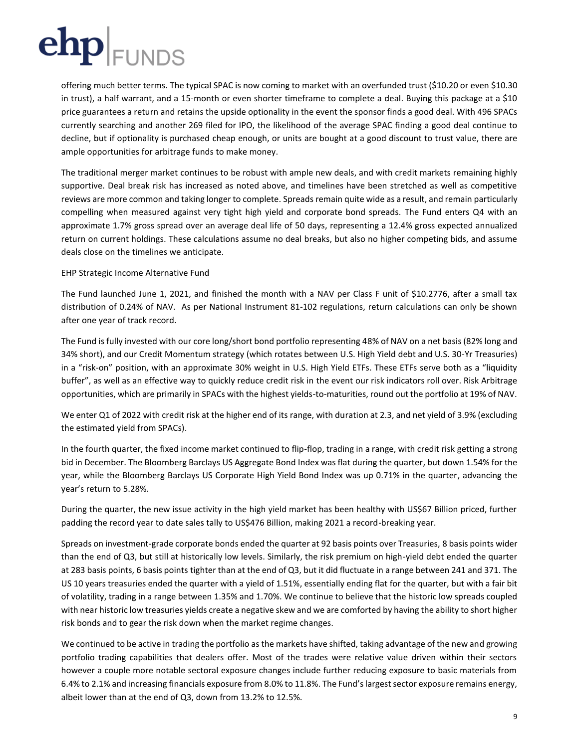offering much better terms. The typical SPAC is now coming to market with an overfunded trust ($10.20 or even $10.30 in trust), a half warrant, and a 15-month or even shorter timeframe to complete a deal. Buying this package at a $10 price guarantees a return and retains the upside optionality in the event the sponsor finds a good deal. With 496 SPACs currently searching and another 269 filed for IPO, the likelihood of the average SPAC finding a good deal continue to decline, but if optionality is purchased cheap enough, or units are bought at a good discount to trust value, there are ample opportunities for arbitrage funds to make money.

The traditional merger market continues to be robust with ample new deals, and with credit markets remaining highly supportive. Deal break risk has increased as noted above, and timelines have been stretched as well as competitive reviews are more common and taking longer to complete. Spreads remain quite wide as a result, and remain particularly compelling when measured against very tight high yield and corporate bond spreads. The Fund enters Q4 with an approximate 1.7% gross spread over an average deal life of 50 days, representing a 12.4% gross expected annualized return on current holdings. These calculations assume no deal breaks, but also no higher competing bids, and assume deals close on the timelines we anticipate.

EHP Strategic Income Alternative Fund

The Fund launched June 1, 2021, and finished the month with a NAV per Class F unit of $10.2776, after a small tax distribution of 0.24% of NAV. As per National Instrument 81-102 regulations, return calculations can only be shown after one year of track record.

The Fund is fully invested with our core long/short bond portfolio representing 48% of NAV on a net basis (82% long and 34% short), and our Credit Momentum strategy (which rotates between U.S. High Yield debt and U.S. 30-Yr Treasuries) in a "risk-on" position, with an approximate 30% weight in U.S. High Yield ETFs. These ETFs serve both as a "liquidity buffer", as well as an effective way to quickly reduce credit risk in the event our risk indicators roll over. Risk Arbitrage opportunities, which are primarily in SPACs with the highest yields-to-maturities, round out the portfolio at 19% of NAV.

We enter Q1 of 2022 with credit risk at the higher end of its range, with duration at 2.3, and net yield of 3.9% (excluding the estimated yield from SPACs).

In the fourth quarter, the fixed income market continued to flip-flop, trading in a range, with credit risk getting a strong bid in December. The Bloomberg Barclays US Aggregate Bond Index was flat during the quarter, but down 1.54% for the year, while the Bloomberg Barclays US Corporate High Yield Bond Index was up 0.71% in the quarter, advancing the year's return to 5.28%.

During the quarter, the new issue activity in the high yield market has been healthy with US$67 Billion priced, further padding the record year to date sales tally to US$476 Billion, making 2021 a record-breaking year.

Spreads on investment-grade corporate bonds ended the quarter at 92 basis points over Treasuries, 8 basis points wider than the end of Q3, but still at historically low levels. Similarly, the risk premium on high-yield debt ended the quarter at 283 basis points, 6 basis points tighter than at the end of Q3, but it did fluctuate in a range between 241 and 371. The US 10 years treasuries ended the quarter with a yield of 1.51%, essentially ending flat for the quarter, but with a fair bit of volatility, trading in a range between 1.35% and 1.70%. We continue to believe that the historic low spreads coupled with near historic low treasuries yields create a negative skew and we are comforted by having the ability to short higher risk bonds and to gear the risk down when the market regime changes.

We continued to be active in trading the portfolio as the markets have shifted, taking advantage of the new and growing portfolio trading capabilities that dealers offer. Most of the trades were relative value driven within their sectors however a couple more notable sectoral exposure changes include further reducing exposure to basic materials from 6.4% to 2.1% and increasing financials exposure from 8.0% to 11.8%. The Fund's largest sector exposure remains energy, albeit lower than at the end of Q3, down from 13.2% to 12.5%.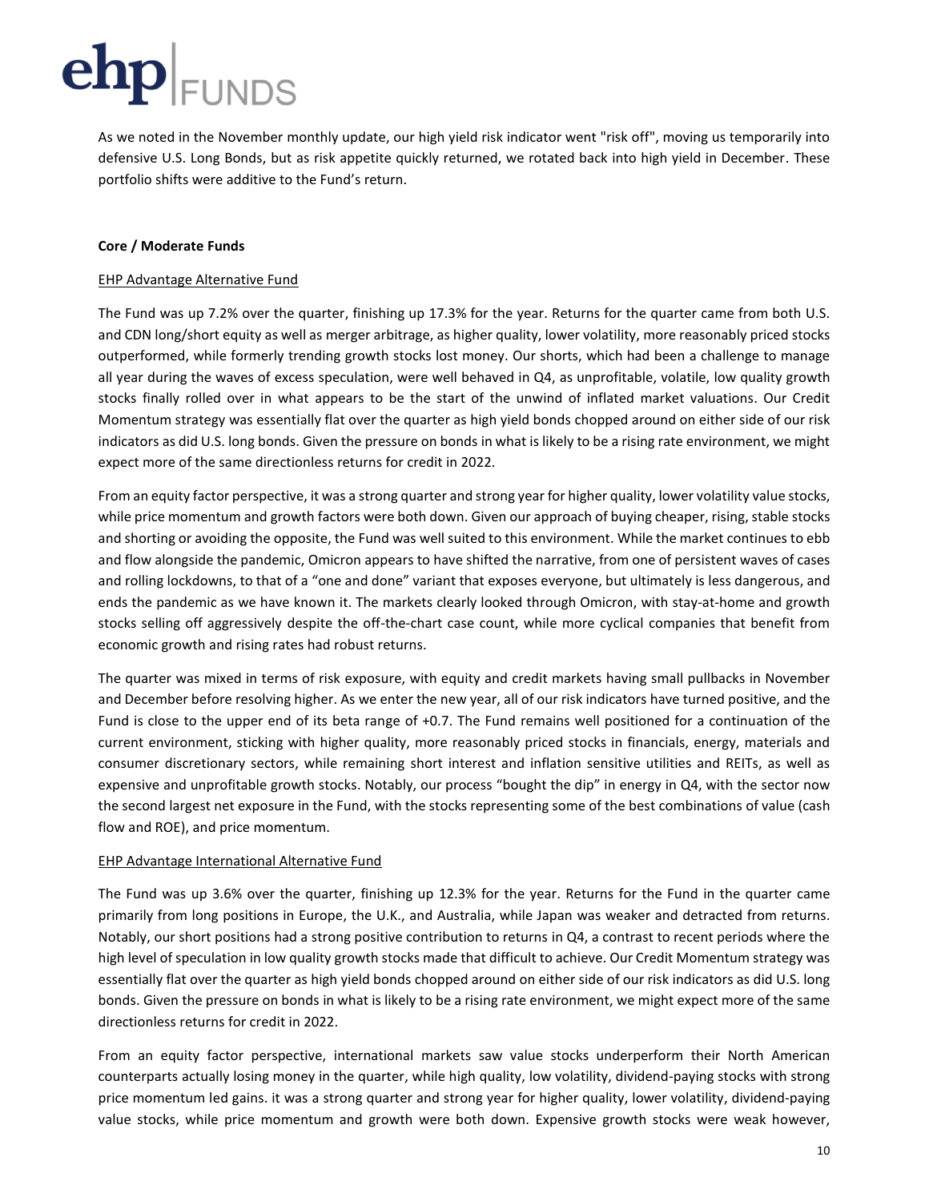As we noted in the November monthly update, our high yield risk indicator went "risk off", moving us temporarily into defensive U.S. Long Bonds, but as risk appetite quickly returned, we rotated back into high yield in December. These portfolio shifts were additive to the Fund's return.

**Core / Moderate Funds**

<u>EHP Advantage Alternative Fund</u>

The Fund was up 7.2% over the quarter, finishing up 17.3% for the year. Returns for the quarter came from both U.S. and CDN long/short equity as well as merger arbitrage, as higher quality, lower volatility, more reasonably priced stocks outperformed, while formerly trending growth stocks lost money. Our shorts, which had been a challenge to manage all year during the waves of excess speculation, were well behaved in Q4, as unprofitable, volatile, low quality growth stocks finally rolled over in what appears to be the start of the unwind of inflated market valuations. Our Credit Momentum strategy was essentially flat over the quarter as high yield bonds chopped around on either side of our risk indicators as did U.S. long bonds. Given the pressure on bonds in what is likely to be a rising rate environment, we might expect more of the same directionless returns for credit in 2022.

From an equity factor perspective, it was a strong quarter and strong year for higher quality, lower volatility value stocks, while price momentum and growth factors were both down. Given our approach of buying cheaper, rising, stable stocks and shorting or avoiding the opposite, the Fund was well suited to this environment. While the market continues to ebb and flow alongside the pandemic, Omicron appears to have shifted the narrative, from one of persistent waves of cases and rolling lockdowns, to that of a "one and done" variant that exposes everyone, but ultimately is less dangerous, and ends the pandemic as we have known it. The markets clearly looked through Omicron, with stay-at-home and growth stocks selling off aggressively despite the off-the-chart case count, while more cyclical companies that benefit from economic growth and rising rates had robust returns.

The quarter was mixed in terms of risk exposure, with equity and credit markets having small pullbacks in November and December before resolving higher. As we enter the new year, all of our risk indicators have turned positive, and the Fund is close to the upper end of its beta range of +0.7. The Fund remains well positioned for a continuation of the current environment, sticking with higher quality, more reasonably priced stocks in financials, energy, materials and consumer discretionary sectors, while remaining short interest and inflation sensitive utilities and REITs, as well as expensive and unprofitable growth stocks. Notably, our process "bought the dip" in energy in Q4, with the sector now the second largest net exposure in the Fund, with the stocks representing some of the best combinations of value (cash flow and ROE), and price momentum.

<u>EHP Advantage International Alternative Fund</u>

The Fund was up 3.6% over the quarter, finishing up 12.3% for the year. Returns for the Fund in the quarter came primarily from long positions in Europe, the U.K., and Australia, while Japan was weaker and detracted from returns. Notably, our short positions had a strong positive contribution to returns in Q4, a contrast to recent periods where the high level of speculation in low quality growth stocks made that difficult to achieve. Our Credit Momentum strategy was essentially flat over the quarter as high yield bonds chopped around on either side of our risk indicators as did U.S. long bonds. Given the pressure on bonds in what is likely to be a rising rate environment, we might expect more of the same directionless returns for credit in 2022.

From an equity factor perspective, international markets saw value stocks underperform their North American counterparts actually losing money in the quarter, while high quality, low volatility, dividend-paying stocks with strong price momentum led gains. it was a strong quarter and strong year for higher quality, lower volatility, dividend-paying value stocks, while price momentum and growth were both down. Expensive growth stocks were weak however,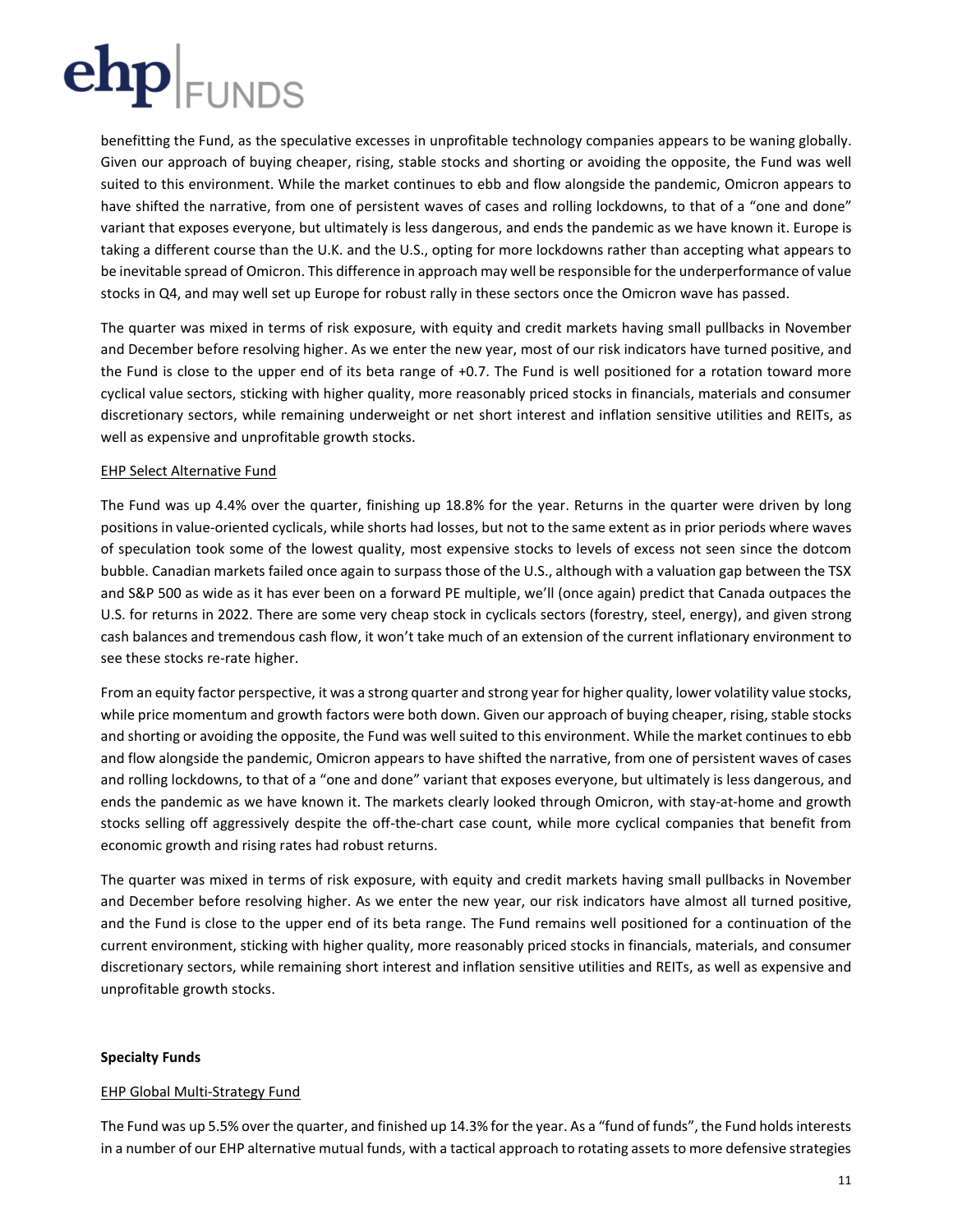benefitting the Fund, as the speculative excesses in unprofitable technology companies appears to be waning globally. Given our approach of buying cheaper, rising, stable stocks and shorting or avoiding the opposite, the Fund was well suited to this environment. While the market continues to ebb and flow alongside the pandemic, Omicron appears to have shifted the narrative, from one of persistent waves of cases and rolling lockdowns, to that of a "one and done" variant that exposes everyone, but ultimately is less dangerous, and ends the pandemic as we have known it. Europe is taking a different course than the U.K. and the U.S., opting for more lockdowns rather than accepting what appears to be inevitable spread of Omicron. This difference in approach may well be responsible for the underperformance of value stocks in Q4, and may well set up Europe for robust rally in these sectors once the Omicron wave has passed.

The quarter was mixed in terms of risk exposure, with equity and credit markets having small pullbacks in November and December before resolving higher. As we enter the new year, most of our risk indicators have turned positive, and the Fund is close to the upper end of its beta range of +0.7. The Fund is well positioned for a rotation toward more cyclical value sectors, sticking with higher quality, more reasonably priced stocks in financials, materials and consumer discretionary sectors, while remaining underweight or net short interest and inflation sensitive utilities and REITs, as well as expensive and unprofitable growth stocks.

<u>EHP Select Alternative Fund</u>

The Fund was up 4.4% over the quarter, finishing up 18.8% for the year. Returns in the quarter were driven by long positions in value-oriented cyclicals, while shorts had losses, but not to the same extent as in prior periods where waves of speculation took some of the lowest quality, most expensive stocks to levels of excess not seen since the dotcom bubble. Canadian markets failed once again to surpass those of the U.S., although with a valuation gap between the TSX and S&P 500 as wide as it has ever been on a forward PE multiple, we'll (once again) predict that Canada outpaces the U.S. for returns in 2022. There are some very cheap stock in cyclicals sectors (forestry, steel, energy), and given strong cash balances and tremendous cash flow, it won't take much of an extension of the current inflationary environment to see these stocks re-rate higher.

From an equity factor perspective, it was a strong quarter and strong year for higher quality, lower volatility value stocks, while price momentum and growth factors were both down. Given our approach of buying cheaper, rising, stable stocks and shorting or avoiding the opposite, the Fund was well suited to this environment. While the market continues to ebb and flow alongside the pandemic, Omicron appears to have shifted the narrative, from one of persistent waves of cases and rolling lockdowns, to that of a "one and done" variant that exposes everyone, but ultimately is less dangerous, and ends the pandemic as we have known it. The markets clearly looked through Omicron, with stay-at-home and growth stocks selling off aggressively despite the off-the-chart case count, while more cyclical companies that benefit from economic growth and rising rates had robust returns.

The quarter was mixed in terms of risk exposure, with equity and credit markets having small pullbacks in November and December before resolving higher. As we enter the new year, our risk indicators have almost all turned positive, and the Fund is close to the upper end of its beta range. The Fund remains well positioned for a continuation of the current environment, sticking with higher quality, more reasonably priced stocks in financials, materials, and consumer discretionary sectors, while remaining short interest and inflation sensitive utilities and REITs, as well as expensive and unprofitable growth stocks.

**Specialty Funds**

<u>EHP Global Multi-Strategy Fund</u>

The Fund was up 5.5% over the quarter, and finished up 14.3% for the year. As a "fund of funds", the Fund holds interests in a number of our EHP alternative mutual funds, with a tactical approach to rotating assets to more defensive strategies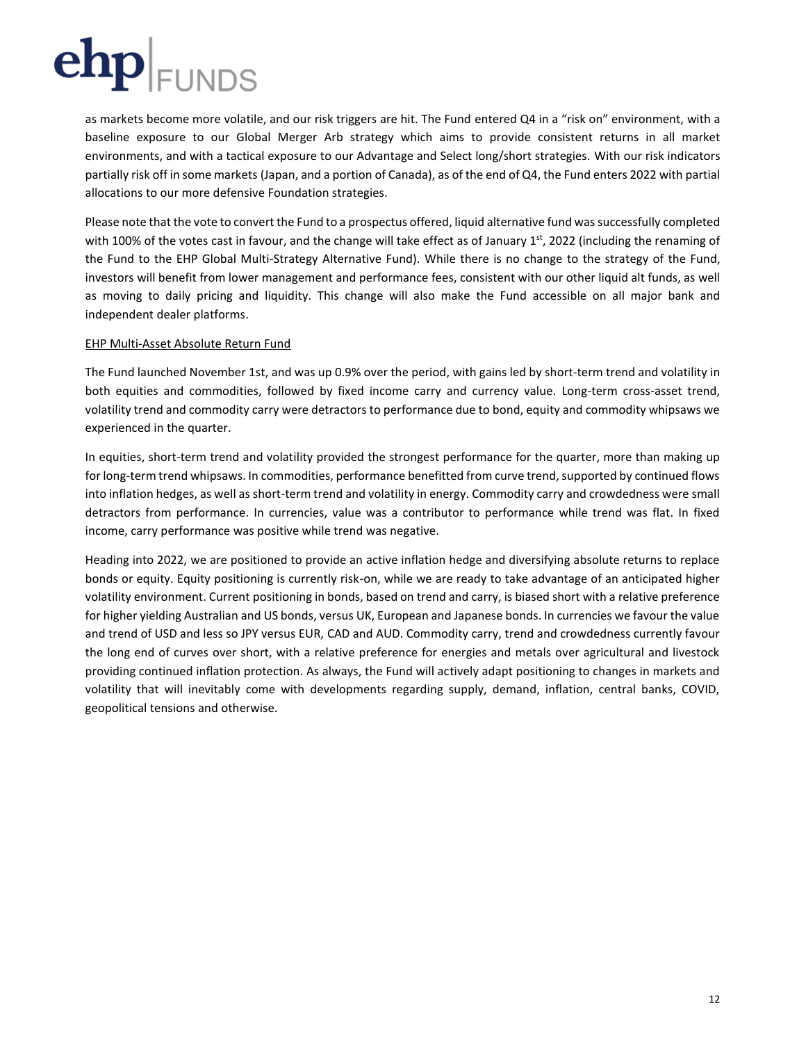as markets become more volatile, and our risk triggers are hit. The Fund entered Q4 in a "risk on" environment, with a baseline exposure to our Global Merger Arb strategy which aims to provide consistent returns in all market environments, and with a tactical exposure to our Advantage and Select long/short strategies. With our risk indicators partially risk off in some markets (Japan, and a portion of Canada), as of the end of Q4, the Fund enters 2022 with partial allocations to our more defensive Foundation strategies.

Please note that the vote to convert the Fund to a prospectus offered, liquid alternative fund was successfully completed with 100% of the votes cast in favour, and the change will take effect as of January 1st, 2022 (including the renaming of the Fund to the EHP Global Multi-Strategy Alternative Fund). While there is no change to the strategy of the Fund, investors will benefit from lower management and performance fees, consistent with our other liquid alt funds, as well as moving to daily pricing and liquidity. This change will also make the Fund accessible on all major bank and independent dealer platforms.

<u>EHP Multi-Asset Absolute Return Fund</u>

The Fund launched November 1st, and was up 0.9% over the period, with gains led by short-term trend and volatility in both equities and commodities, followed by fixed income carry and currency value. Long-term cross-asset trend, volatility trend and commodity carry were detractors to performance due to bond, equity and commodity whipsaws we experienced in the quarter.

In equities, short-term trend and volatility provided the strongest performance for the quarter, more than making up for long-term trend whipsaws. In commodities, performance benefitted from curve trend, supported by continued flows into inflation hedges, as well as short-term trend and volatility in energy. Commodity carry and crowdedness were small detractors from performance. In currencies, value was a contributor to performance while trend was flat. In fixed income, carry performance was positive while trend was negative.

Heading into 2022, we are positioned to provide an active inflation hedge and diversifying absolute returns to replace bonds or equity. Equity positioning is currently risk-on, while we are ready to take advantage of an anticipated higher volatility environment. Current positioning in bonds, based on trend and carry, is biased short with a relative preference for higher yielding Australian and US bonds, versus UK, European and Japanese bonds. In currencies we favour the value and trend of USD and less so JPY versus EUR, CAD and AUD. Commodity carry, trend and crowdedness currently favour the long end of curves over short, with a relative preference for energies and metals over agricultural and livestock providing continued inflation protection. As always, the Fund will actively adapt positioning to changes in markets and volatility that will inevitably come with developments regarding supply, demand, inflation, central banks, COVID, geopolitical tensions and otherwise.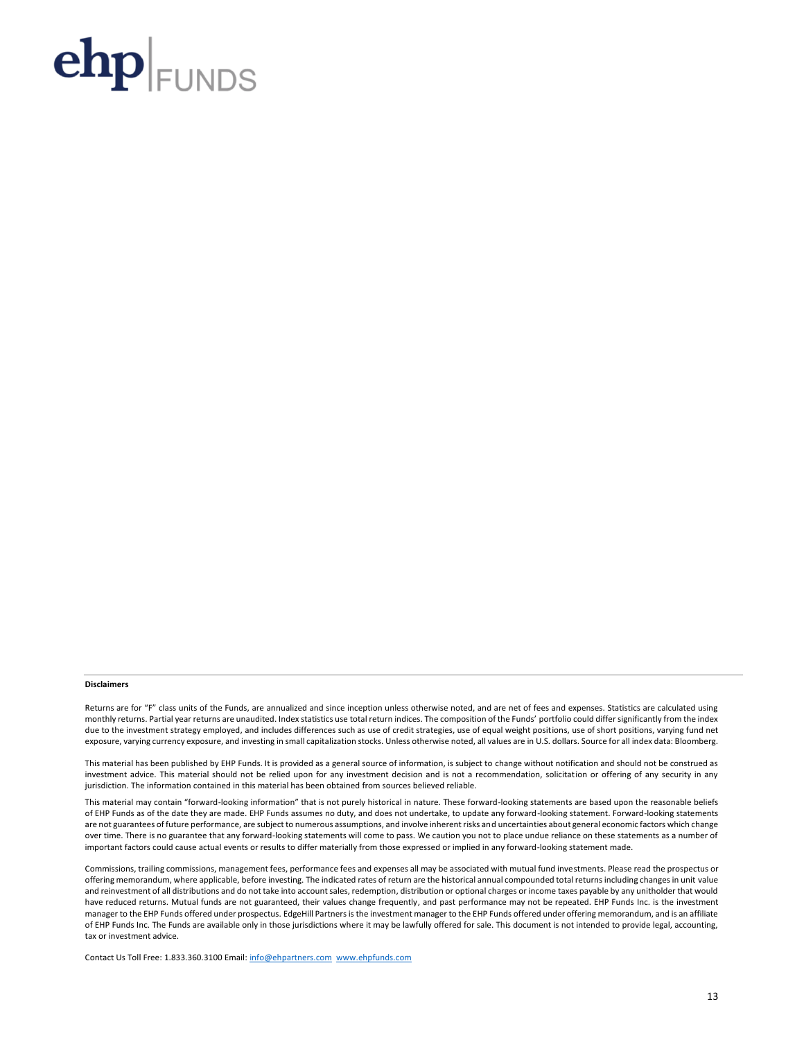**Disclaimers**

Returns are for "F" class units of the Funds, are annualized and since inception unless otherwise noted, and are net of fees and expenses. Statistics are calculated using monthly returns. Partial year returns are unaudited. Index statistics use total return indices. The composition of the Funds' portfolio could differ significantly from the index due to the investment strategy employed, and includes differences such as use of credit strategies, use of equal weight positions, use of short positions, varying fund net exposure, varying currency exposure, and investing in small capitalization stocks. Unless otherwise noted, all values are in U.S. dollars. Source for all index data: Bloomberg.

This material has been published by EHP Funds. It is provided as a general source of information, is subject to change without notification and should not be construed as investment advice. This material should not be relied upon for any investment decision and is not a recommendation, solicitation or offering of any security in any jurisdiction. The information contained in this material has been obtained from sources believed reliable.

This material may contain "forward-looking information" that is not purely historical in nature. These forward-looking statements are based upon the reasonable beliefs of EHP Funds as of the date they are made. EHP Funds assumes no duty, and does not undertake, to update any forward-looking statement. Forward-looking statements are not guarantees of future performance, are subject to numerous assumptions, and involve inherent risks and uncertainties about general economic factors which change over time. There is no guarantee that any forward-looking statements will come to pass. We caution you not to place undue reliance on these statements as a number of important factors could cause actual events or results to differ materially from those expressed or implied in any forward-looking statement made.

Commissions, trailing commissions, management fees, performance fees and expenses all may be associated with mutual fund investments. Please read the prospectus or offering memorandum, where applicable, before investing. The indicated rates of return are the historical annual compounded total returns including changes in unit value and reinvestment of all distributions and do not take into account sales, redemption, distribution or optional charges or income taxes payable by any unitholder that would have reduced returns. Mutual funds are not guaranteed, their values change frequently, and past performance may not be repeated. EHP Funds Inc. is the investment manager to the EHP Funds offered under prospectus. EdgeHill Partners is the investment manager to the EHP Funds offered under offering memorandum, and is an affiliate of EHP Funds Inc. The Funds are available only in those jurisdictions where it may be lawfully offered for sale. This document is not intended to provide legal, accounting, tax or investment advice.

Contact Us Toll Free: 1.833.360.3100 Email: info@ehpartners.com www.ehpfunds.com